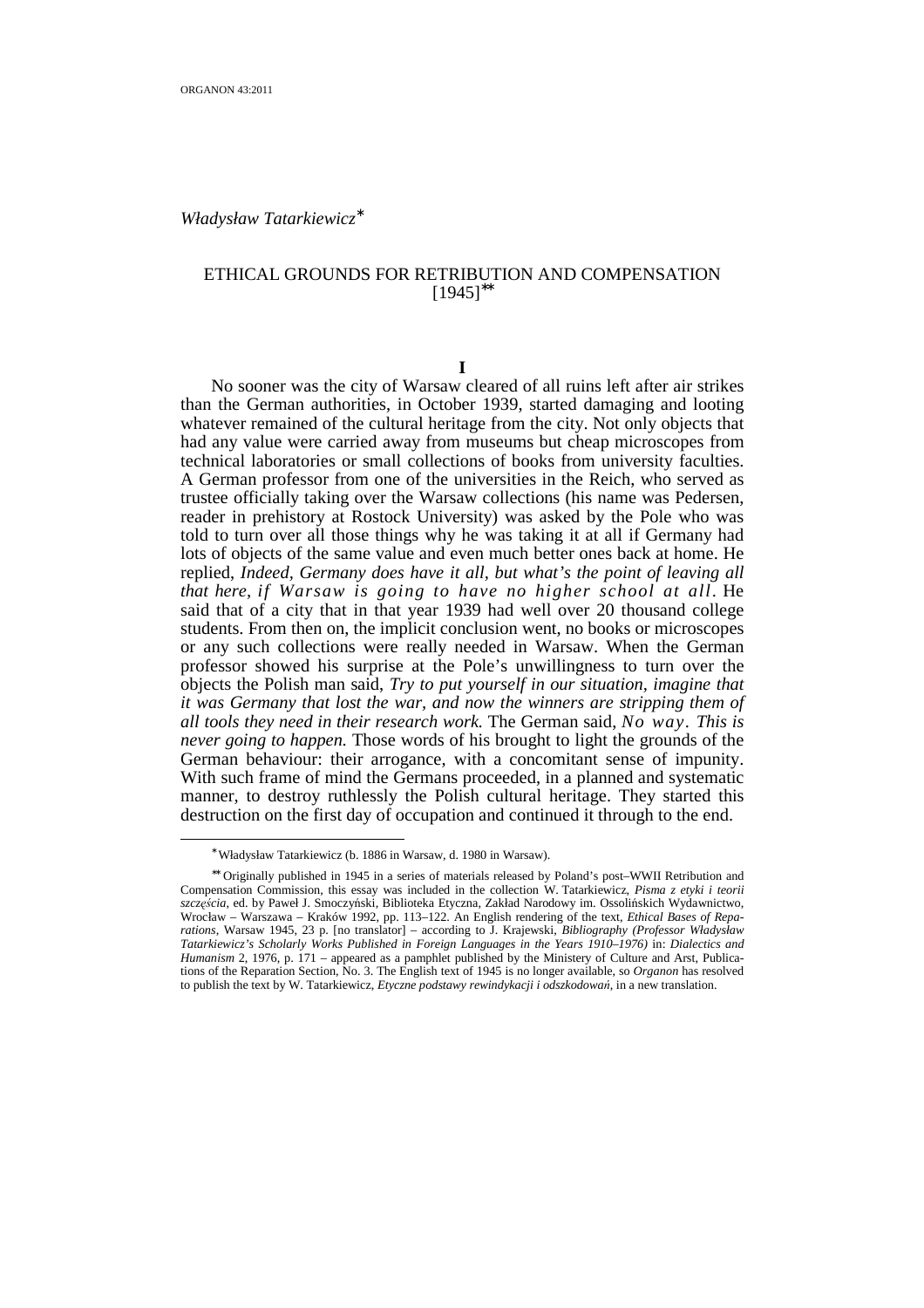*Władysław Tatarkiewicz*[*]

# ETHICAL GROUNDS FOR RETRIBUTION AND COMPENSATION [1945][**]

## I

No sooner was the city of Warsaw cleared of all ruins left after air strikes than the German authorities, in October 1939, started damaging and looting whatever remained of the cultural heritage from the city. Not only objects that had any value were carried away from museums but cheap microscopes from technical laboratories or small collections of books from university faculties. A German professor from one of the universities in the Reich, who served as trustee officially taking over the Warsaw collections (his name was Pedersen, reader in prehistory at Rostock University) was asked by the Pole who was told to turn over all those things why he was taking it at all if Germany had lots of objects of the same value and even much better ones back at home. He replied, *Indeed, Germany does have it all, but what's the point of leaving all that here, if Warsaw is going to have no higher school at all.* He said that of a city that in that year 1939 had well over 20 thousand college students. From then on, the implicit conclusion went, no books or microscopes or any such collections were really needed in Warsaw. When the German professor showed his surprise at the Pole's unwillingness to turn over the objects the Polish man said, *Try to put yourself in our situation, imagine that it was Germany that lost the war, and now the winners are stripping them of all tools they need in their research work.* The German said, *No way. This is never going to happen.* Those words of his brought to light the grounds of the German behaviour: their arrogance, with a concomitant sense of impunity. With such frame of mind the Germans proceeded, in a planned and systematic manner, to destroy ruthlessly the Polish cultural heritage. They started this destruction on the first day of occupation and continued it through to the end.

---

[*] Władysław Tatarkiewicz (b. 1886 in Warsaw, d. 1980 in Warsaw).

[**] Originally published in 1945 in a series of materials released by Poland's post–WWII Retribution and Compensation Commission, this essay was included in the collection W. Tatarkiewicz, *Pisma z etyki i teorii szczęścia*, ed. by Paweł J. Smoczyński, Biblioteka Etyczna, Zakład Narodowy im. Ossolińskich Wydawnictwo, Wrocław – Warszawa – Kraków 1992, pp. 113–122. An English rendering of the text, *Ethical Bases of Reparations*, Warsaw 1945, 23 p. [no translator] – according to J. Krajewski, *Bibliography (Professor Władysław Tatarkiewicz's Scholarly Works Published in Foreign Languages in the Years 1910–1976)* in: *Dialectics and Humanism* 2, 1976, p. 171 – appeared as a pamphlet published by the Ministery of Culture and Arst, Publications of the Reparation Section, No. 3. The English text of 1945 is no longer available, so *Organon* has resolved to publish the text by W. Tatarkiewicz, *Etyczne podstawy rewindykacji i odszkodowań*, in a new translation.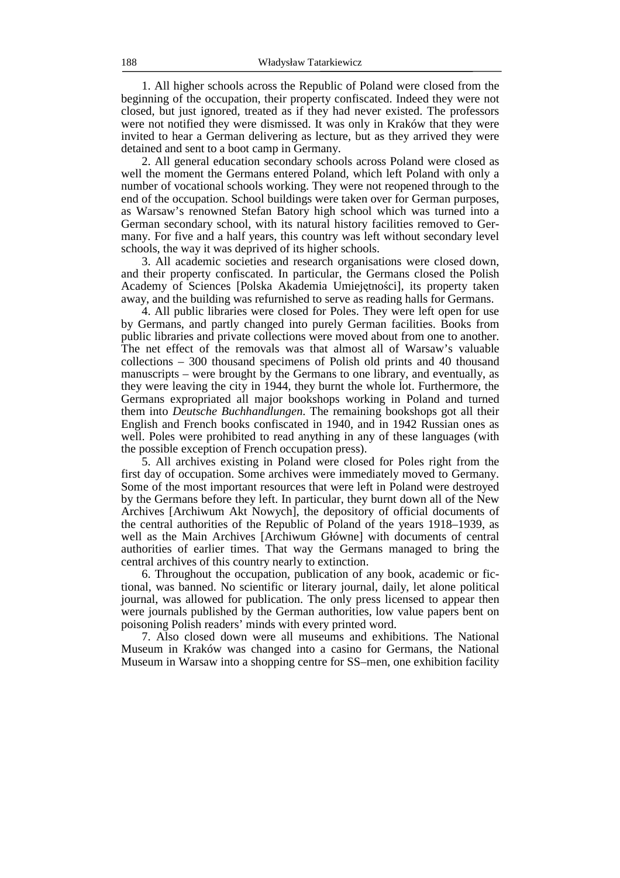1. All higher schools across the Republic of Poland were closed from the beginning of the occupation, their property confiscated. Indeed they were not closed, but just ignored, treated as if they had never existed. The professors were not notified they were dismissed. It was only in Kraków that they were invited to hear a German delivering as lecture, but as they arrived they were detained and sent to a boot camp in Germany.

2. All general education secondary schools across Poland were closed as well the moment the Germans entered Poland, which left Poland with only a number of vocational schools working. They were not reopened through to the end of the occupation. School buildings were taken over for German purposes, as Warsaw's renowned Stefan Batory high school which was turned into a German secondary school, with its natural history facilities removed to Germany. For five and a half years, this country was left without secondary level schools, the way it was deprived of its higher schools.

3. All academic societies and research organisations were closed down, and their property confiscated. In particular, the Germans closed the Polish Academy of Sciences [Polska Akademia Umiejętności], its property taken away, and the building was refurnished to serve as reading halls for Germans.

4. All public libraries were closed for Poles. They were left open for use by Germans, and partly changed into purely German facilities. Books from public libraries and private collections were moved about from one to another. The net effect of the removals was that almost all of Warsaw's valuable collections – 300 thousand specimens of Polish old prints and 40 thousand manuscripts – were brought by the Germans to one library, and eventually, as they were leaving the city in 1944, they burnt the whole lot. Furthermore, the Germans expropriated all major bookshops working in Poland and turned them into *Deutsche Buchhandlungen*. The remaining bookshops got all their English and French books confiscated in 1940, and in 1942 Russian ones as well. Poles were prohibited to read anything in any of these languages (with the possible exception of French occupation press).

5. All archives existing in Poland were closed for Poles right from the first day of occupation. Some archives were immediately moved to Germany. Some of the most important resources that were left in Poland were destroyed by the Germans before they left. In particular, they burnt down all of the New Archives [Archiwum Akt Nowych], the depository of official documents of the central authorities of the Republic of Poland of the years 1918–1939, as well as the Main Archives [Archiwum Główne] with documents of central authorities of earlier times. That way the Germans managed to bring the central archives of this country nearly to extinction.

6. Throughout the occupation, publication of any book, academic or fictional, was banned. No scientific or literary journal, daily, let alone political journal, was allowed for publication. The only press licensed to appear then were journals published by the German authorities, low value papers bent on poisoning Polish readers' minds with every printed word.

7. Also closed down were all museums and exhibitions. The National Museum in Kraków was changed into a casino for Germans, the National Museum in Warsaw into a shopping centre for SS–men, one exhibition facility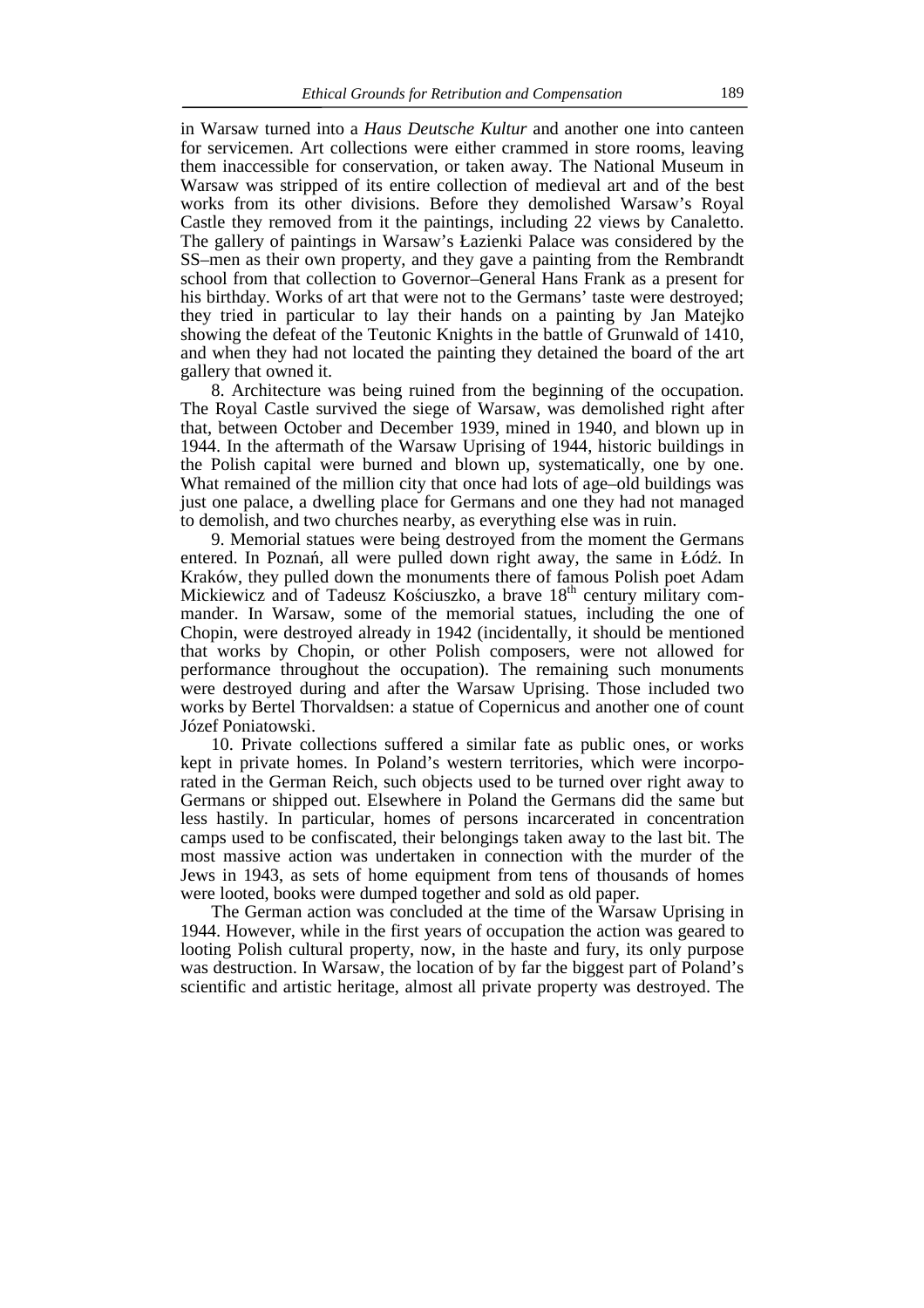in Warsaw turned into a *Haus Deutsche Kultur* and another one into canteen for servicemen. Art collections were either crammed in store rooms, leaving them inaccessible for conservation, or taken away. The National Museum in Warsaw was stripped of its entire collection of medieval art and of the best works from its other divisions. Before they demolished Warsaw's Royal Castle they removed from it the paintings, including 22 views by Canaletto. The gallery of paintings in Warsaw's Łazienki Palace was considered by the SS–men as their own property, and they gave a painting from the Rembrandt school from that collection to Governor–General Hans Frank as a present for his birthday. Works of art that were not to the Germans' taste were destroyed; they tried in particular to lay their hands on a painting by Jan Matejko showing the defeat of the Teutonic Knights in the battle of Grunwald of 1410, and when they had not located the painting they detained the board of the art gallery that owned it.

8. Architecture was being ruined from the beginning of the occupation. The Royal Castle survived the siege of Warsaw, was demolished right after that, between October and December 1939, mined in 1940, and blown up in 1944. In the aftermath of the Warsaw Uprising of 1944, historic buildings in the Polish capital were burned and blown up, systematically, one by one. What remained of the million city that once had lots of age–old buildings was just one palace, a dwelling place for Germans and one they had not managed to demolish, and two churches nearby, as everything else was in ruin.

9. Memorial statues were being destroyed from the moment the Germans entered. In Poznań, all were pulled down right away, the same in Łódź. In Kraków, they pulled down the monuments there of famous Polish poet Adam Mickiewicz and of Tadeusz Kościuszko, a brave 18th century military commander. In Warsaw, some of the memorial statues, including the one of Chopin, were destroyed already in 1942 (incidentally, it should be mentioned that works by Chopin, or other Polish composers, were not allowed for performance throughout the occupation). The remaining such monuments were destroyed during and after the Warsaw Uprising. Those included two works by Bertel Thorvaldsen: a statue of Copernicus and another one of count Józef Poniatowski.

10. Private collections suffered a similar fate as public ones, or works kept in private homes. In Poland's western territories, which were incorporated in the German Reich, such objects used to be turned over right away to Germans or shipped out. Elsewhere in Poland the Germans did the same but less hastily. In particular, homes of persons incarcerated in concentration camps used to be confiscated, their belongings taken away to the last bit. The most massive action was undertaken in connection with the murder of the Jews in 1943, as sets of home equipment from tens of thousands of homes were looted, books were dumped together and sold as old paper.

The German action was concluded at the time of the Warsaw Uprising in 1944. However, while in the first years of occupation the action was geared to looting Polish cultural property, now, in the haste and fury, its only purpose was destruction. In Warsaw, the location of by far the biggest part of Poland's scientific and artistic heritage, almost all private property was destroyed. The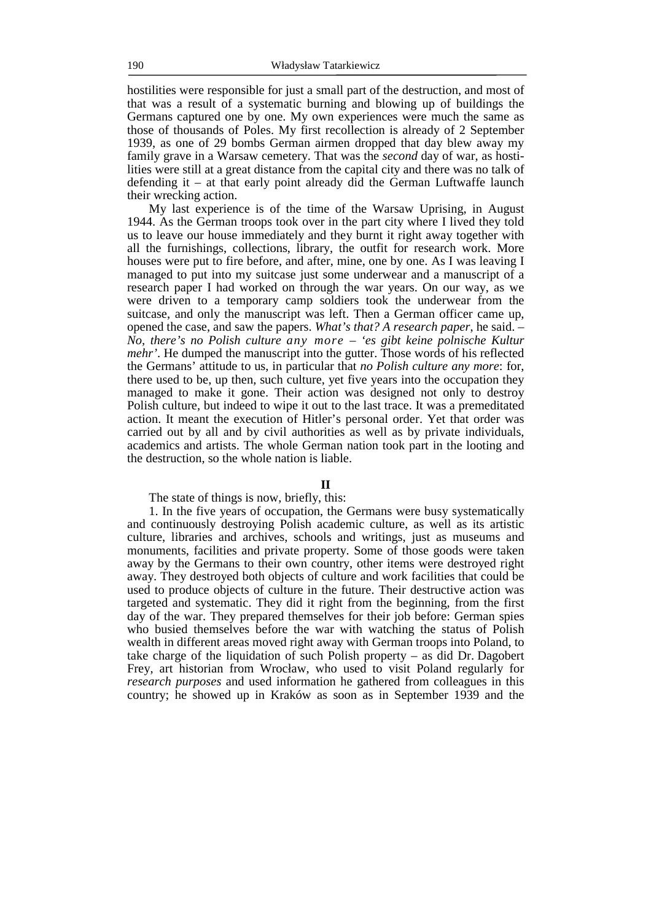hostilities were responsible for just a small part of the destruction, and most of that was a result of a systematic burning and blowing up of buildings the Germans captured one by one. My own experiences were much the same as those of thousands of Poles. My first recollection is already of 2 September 1939, as one of 29 bombs German airmen dropped that day blew away my family grave in a Warsaw cemetery. That was the *second* day of war, as hostilities were still at a great distance from the capital city and there was no talk of defending it – at that early point already did the German Luftwaffe launch their wrecking action.

My last experience is of the time of the Warsaw Uprising, in August 1944. As the German troops took over in the part city where I lived they told us to leave our house immediately and they burnt it right away together with all the furnishings, collections, library, the outfit for research work. More houses were put to fire before, and after, mine, one by one. As I was leaving I managed to put into my suitcase just some underwear and a manuscript of a research paper I had worked on through the war years. On our way, as we were driven to a temporary camp soldiers took the underwear from the suitcase, and only the manuscript was left. Then a German officer came up, opened the case, and saw the papers. *What's that? A research paper*, he said. – *No, there's no Polish culture any more – 'es gibt keine polnische Kultur mehr'*. He dumped the manuscript into the gutter. Those words of his reflected the Germans' attitude to us, in particular that *no Polish culture any more*: for, there used to be, up then, such culture, yet five years into the occupation they managed to make it gone. Their action was designed not only to destroy Polish culture, but indeed to wipe it out to the last trace. It was a premeditated action. It meant the execution of Hitler's personal order. Yet that order was carried out by all and by civil authorities as well as by private individuals, academics and artists. The whole German nation took part in the looting and the destruction, so the whole nation is liable.

## II

The state of things is now, briefly, this:

1. In the five years of occupation, the Germans were busy systematically and continuously destroying Polish academic culture, as well as its artistic culture, libraries and archives, schools and writings, just as museums and monuments, facilities and private property. Some of those goods were taken away by the Germans to their own country, other items were destroyed right away. They destroyed both objects of culture and work facilities that could be used to produce objects of culture in the future. Their destructive action was targeted and systematic. They did it right from the beginning, from the first day of the war. They prepared themselves for their job before: German spies who busied themselves before the war with watching the status of Polish wealth in different areas moved right away with German troops into Poland, to take charge of the liquidation of such Polish property – as did Dr. Dagobert Frey, art historian from Wrocław, who used to visit Poland regularly for *research purposes* and used information he gathered from colleagues in this country; he showed up in Kraków as soon as in September 1939 and the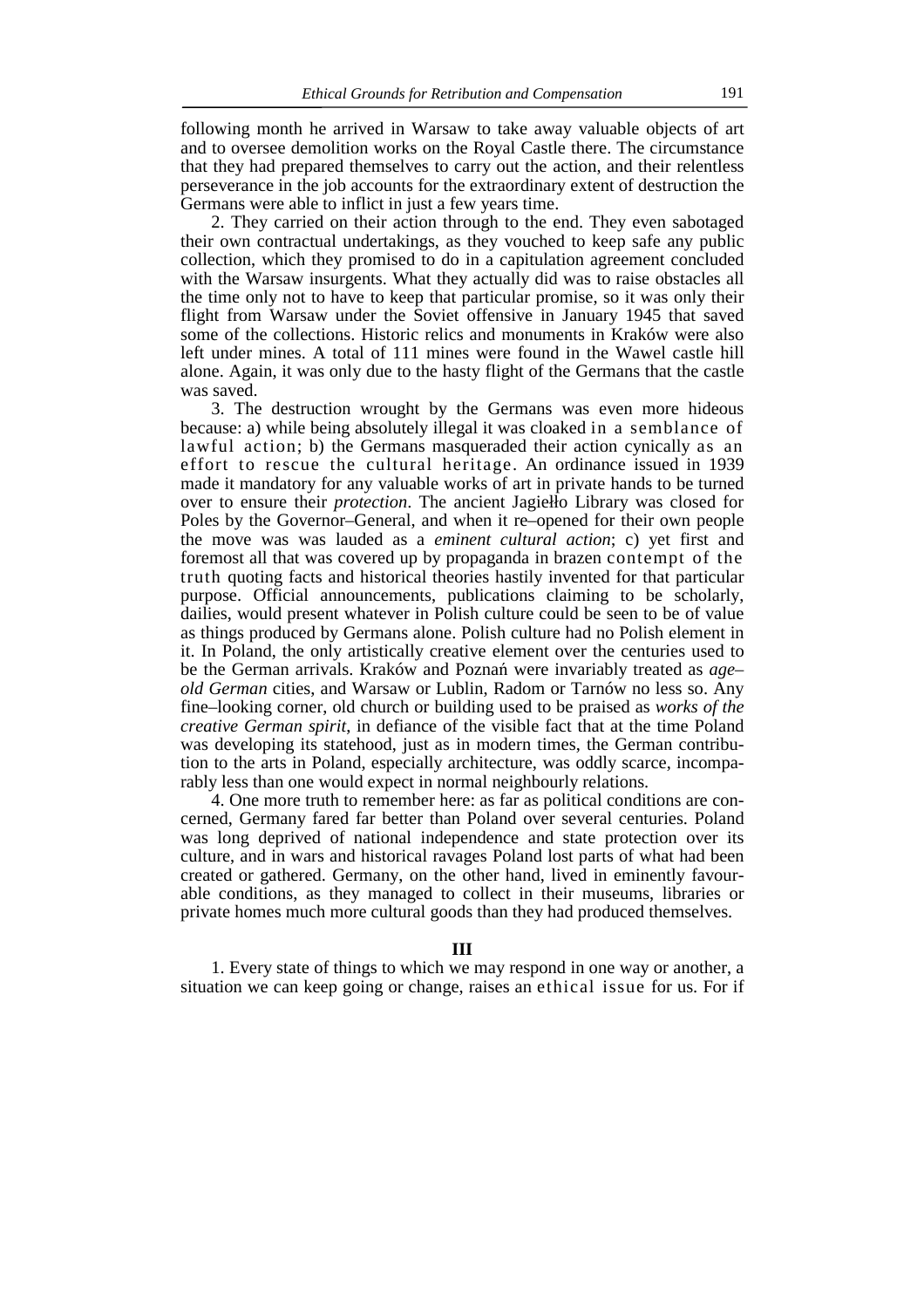following month he arrived in Warsaw to take away valuable objects of art and to oversee demolition works on the Royal Castle there. The circumstance that they had prepared themselves to carry out the action, and their relentless perseverance in the job accounts for the extraordinary extent of destruction the Germans were able to inflict in just a few years time.

2. They carried on their action through to the end. They even sabotaged their own contractual undertakings, as they vouched to keep safe any public collection, which they promised to do in a capitulation agreement concluded with the Warsaw insurgents. What they actually did was to raise obstacles all the time only not to have to keep that particular promise, so it was only their flight from Warsaw under the Soviet offensive in January 1945 that saved some of the collections. Historic relics and monuments in Kraków were also left under mines. A total of 111 mines were found in the Wawel castle hill alone. Again, it was only due to the hasty flight of the Germans that the castle was saved.

3. The destruction wrought by the Germans was even more hideous because: a) while being absolutely illegal it was cloaked in a semblance of lawful action; b) the Germans masqueraded their action cynically as an effort to rescue the cultural heritage. An ordinance issued in 1939 made it mandatory for any valuable works of art in private hands to be turned over to ensure their *protection*. The ancient Jagiełło Library was closed for Poles by the Governor–General, and when it re–opened for their own people the move was was lauded as a *eminent cultural action*; c) yet first and foremost all that was covered up by propaganda in brazen contempt of the truth quoting facts and historical theories hastily invented for that particular purpose. Official announcements, publications claiming to be scholarly, dailies, would present whatever in Polish culture could be seen to be of value as things produced by Germans alone. Polish culture had no Polish element in it. In Poland, the only artistically creative element over the centuries used to be the German arrivals. Kraków and Poznań were invariably treated as *age–old German* cities, and Warsaw or Lublin, Radom or Tarnów no less so. Any fine–looking corner, old church or building used to be praised as *works of the creative German spirit*, in defiance of the visible fact that at the time Poland was developing its statehood, just as in modern times, the German contribution to the arts in Poland, especially architecture, was oddly scarce, incomparably less than one would expect in normal neighbourly relations.

4. One more truth to remember here: as far as political conditions are concerned, Germany fared far better than Poland over several centuries. Poland was long deprived of national independence and state protection over its culture, and in wars and historical ravages Poland lost parts of what had been created or gathered. Germany, on the other hand, lived in eminently favourable conditions, as they managed to collect in their museums, libraries or private homes much more cultural goods than they had produced themselves.

## III

1. Every state of things to which we may respond in one way or another, a situation we can keep going or change, raises an ethical issue for us. For if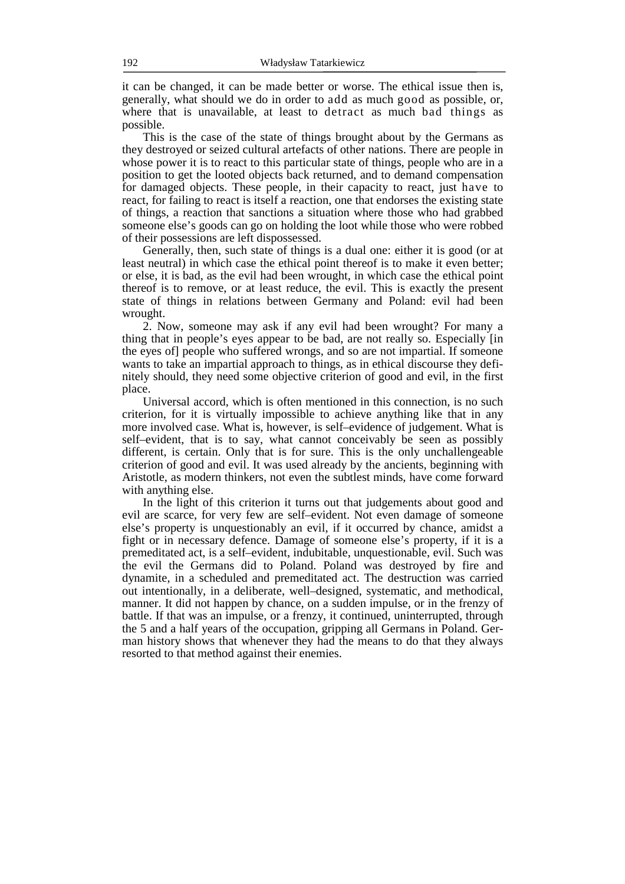it can be changed, it can be made better or worse. The ethical issue then is, generally, what should we do in order to add as much good as possible, or, where that is unavailable, at least to detract as much bad things as possible.

This is the case of the state of things brought about by the Germans as they destroyed or seized cultural artefacts of other nations. There are people in whose power it is to react to this particular state of things, people who are in a position to get the looted objects back returned, and to demand compensation for damaged objects. These people, in their capacity to react, just have to react, for failing to react is itself a reaction, one that endorses the existing state of things, a reaction that sanctions a situation where those who had grabbed someone else's goods can go on holding the loot while those who were robbed of their possessions are left dispossessed.

Generally, then, such state of things is a dual one: either it is good (or at least neutral) in which case the ethical point thereof is to make it even better; or else, it is bad, as the evil had been wrought, in which case the ethical point thereof is to remove, or at least reduce, the evil. This is exactly the present state of things in relations between Germany and Poland: evil had been wrought.

2. Now, someone may ask if any evil had been wrought? For many a thing that in people's eyes appear to be bad, are not really so. Especially [in the eyes of] people who suffered wrongs, and so are not impartial. If someone wants to take an impartial approach to things, as in ethical discourse they definitely should, they need some objective criterion of good and evil, in the first place.

Universal accord, which is often mentioned in this connection, is no such criterion, for it is virtually impossible to achieve anything like that in any more involved case. What is, however, is self–evidence of judgement. What is self–evident, that is to say, what cannot conceivably be seen as possibly different, is certain. Only that is for sure. This is the only unchallengeable criterion of good and evil. It was used already by the ancients, beginning with Aristotle, as modern thinkers, not even the subtlest minds, have come forward with anything else.

In the light of this criterion it turns out that judgements about good and evil are scarce, for very few are self–evident. Not even damage of someone else's property is unquestionably an evil, if it occurred by chance, amidst a fight or in necessary defence. Damage of someone else's property, if it is a premeditated act, is a self–evident, indubitable, unquestionable, evil. Such was the evil the Germans did to Poland. Poland was destroyed by fire and dynamite, in a scheduled and premeditated act. The destruction was carried out intentionally, in a deliberate, well–designed, systematic, and methodical, manner. It did not happen by chance, on a sudden impulse, or in the frenzy of battle. If that was an impulse, or a frenzy, it continued, uninterrupted, through the 5 and a half years of the occupation, gripping all Germans in Poland. German history shows that whenever they had the means to do that they always resorted to that method against their enemies.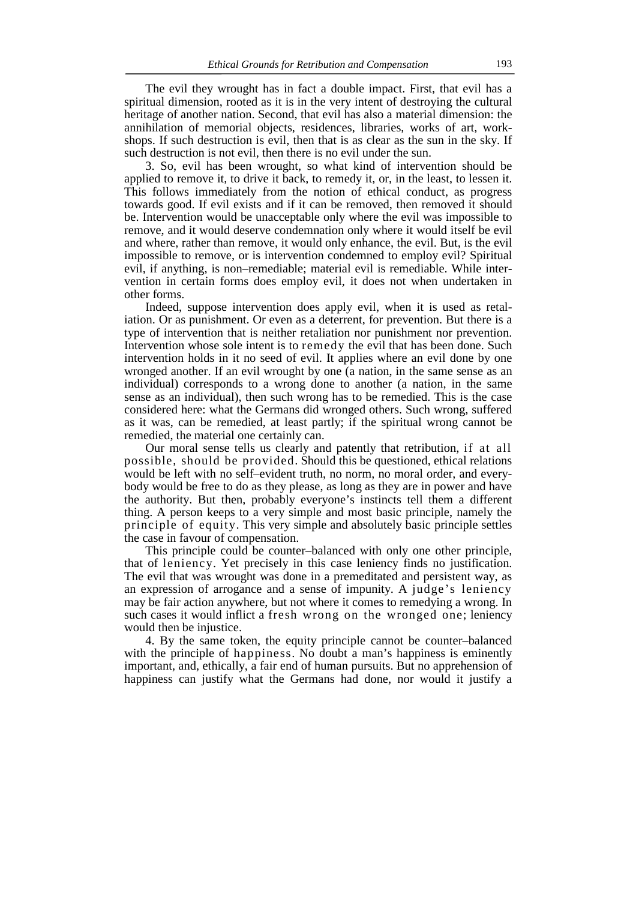The evil they wrought has in fact a double impact. First, that evil has a spiritual dimension, rooted as it is in the very intent of destroying the cultural heritage of another nation. Second, that evil has also a material dimension: the annihilation of memorial objects, residences, libraries, works of art, workshops. If such destruction is evil, then that is as clear as the sun in the sky. If such destruction is not evil, then there is no evil under the sun.

3. So, evil has been wrought, so what kind of intervention should be applied to remove it, to drive it back, to remedy it, or, in the least, to lessen it. This follows immediately from the notion of ethical conduct, as progress towards good. If evil exists and if it can be removed, then removed it should be. Intervention would be unacceptable only where the evil was impossible to remove, and it would deserve condemnation only where it would itself be evil and where, rather than remove, it would only enhance, the evil. But, is the evil impossible to remove, or is intervention condemned to employ evil? Spiritual evil, if anything, is non–remediable; material evil is remediable. While intervention in certain forms does employ evil, it does not when undertaken in other forms.

Indeed, suppose intervention does apply evil, when it is used as retaliation. Or as punishment. Or even as a deterrent, for prevention. But there is a type of intervention that is neither retaliation nor punishment nor prevention. Intervention whose sole intent is to remedy the evil that has been done. Such intervention holds in it no seed of evil. It applies where an evil done by one wronged another. If an evil wrought by one (a nation, in the same sense as an individual) corresponds to a wrong done to another (a nation, in the same sense as an individual), then such wrong has to be remedied. This is the case considered here: what the Germans did wronged others. Such wrong, suffered as it was, can be remedied, at least partly; if the spiritual wrong cannot be remedied, the material one certainly can.

Our moral sense tells us clearly and patently that retribution, if at all possible, should be provided. Should this be questioned, ethical relations would be left with no self–evident truth, no norm, no moral order, and everybody would be free to do as they please, as long as they are in power and have the authority. But then, probably everyone's instincts tell them a different thing. A person keeps to a very simple and most basic principle, namely the principle of equity. This very simple and absolutely basic principle settles the case in favour of compensation.

This principle could be counter–balanced with only one other principle, that of leniency. Yet precisely in this case leniency finds no justification. The evil that was wrought was done in a premeditated and persistent way, as an expression of arrogance and a sense of impunity. A judge's leniency may be fair action anywhere, but not where it comes to remedying a wrong. In such cases it would inflict a fresh wrong on the wronged one; leniency would then be injustice.

4. By the same token, the equity principle cannot be counter–balanced with the principle of happiness. No doubt a man's happiness is eminently important, and, ethically, a fair end of human pursuits. But no apprehension of happiness can justify what the Germans had done, nor would it justify a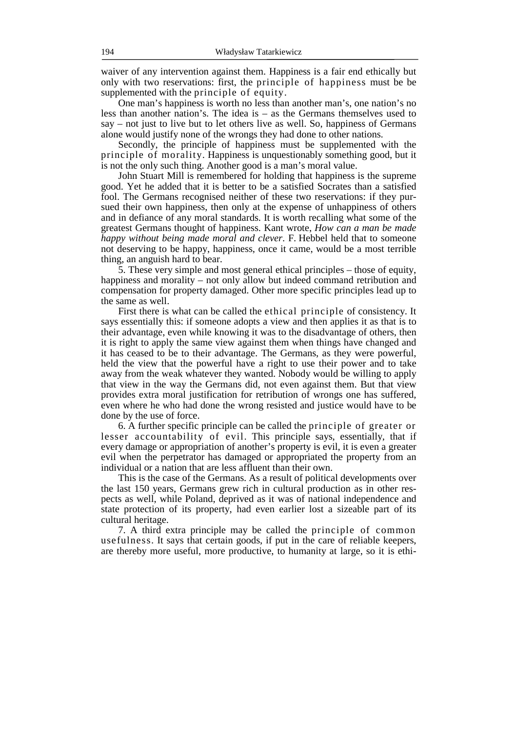waiver of any intervention against them. Happiness is a fair end ethically but only with two reservations: first, the principle of happiness must be be supplemented with the principle of equity.

One man's happiness is worth no less than another man's, one nation's no less than another nation's. The idea is – as the Germans themselves used to say – not just to live but to let others live as well. So, happiness of Germans alone would justify none of the wrongs they had done to other nations.

Secondly, the principle of happiness must be supplemented with the principle of morality. Happiness is unquestionably something good, but it is not the only such thing. Another good is a man's moral value.

John Stuart Mill is remembered for holding that happiness is the supreme good. Yet he added that it is better to be a satisfied Socrates than a satisfied fool. The Germans recognised neither of these two reservations: if they pursued their own happiness, then only at the expense of unhappiness of others and in defiance of any moral standards. It is worth recalling what some of the greatest Germans thought of happiness. Kant wrote, *How can a man be made happy without being made moral and clever*. F. Hebbel held that to someone not deserving to be happy, happiness, once it came, would be a most terrible thing, an anguish hard to bear.

5. These very simple and most general ethical principles – those of equity, happiness and morality – not only allow but indeed command retribution and compensation for property damaged. Other more specific principles lead up to the same as well.

First there is what can be called the ethical principle of consistency. It says essentially this: if someone adopts a view and then applies it as that is to their advantage, even while knowing it was to the disadvantage of others, then it is right to apply the same view against them when things have changed and it has ceased to be to their advantage. The Germans, as they were powerful, held the view that the powerful have a right to use their power and to take away from the weak whatever they wanted. Nobody would be willing to apply that view in the way the Germans did, not even against them. But that view provides extra moral justification for retribution of wrongs one has suffered, even where he who had done the wrong resisted and justice would have to be done by the use of force.

6. A further specific principle can be called the principle of greater or lesser accountability of evil. This principle says, essentially, that if every damage or appropriation of another's property is evil, it is even a greater evil when the perpetrator has damaged or appropriated the property from an individual or a nation that are less affluent than their own.

This is the case of the Germans. As a result of political developments over the last 150 years, Germans grew rich in cultural production as in other respects as well, while Poland, deprived as it was of national independence and state protection of its property, had even earlier lost a sizeable part of its cultural heritage.

7. A third extra principle may be called the principle of common usefulness. It says that certain goods, if put in the care of reliable keepers, are thereby more useful, more productive, to humanity at large, so it is ethi-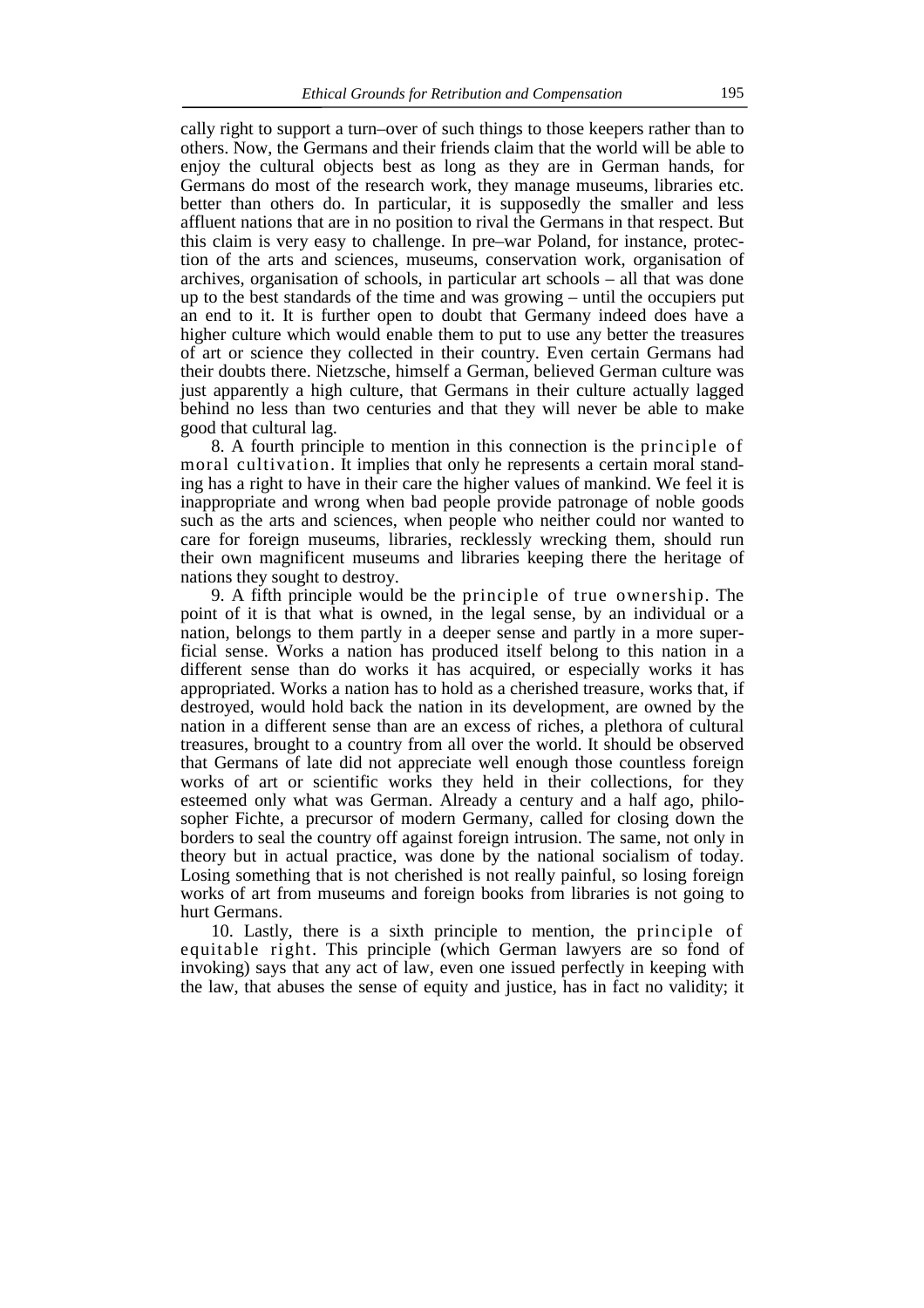cally right to support a turn–over of such things to those keepers rather than to others. Now, the Germans and their friends claim that the world will be able to enjoy the cultural objects best as long as they are in German hands, for Germans do most of the research work, they manage museums, libraries etc. better than others do. In particular, it is supposedly the smaller and less affluent nations that are in no position to rival the Germans in that respect. But this claim is very easy to challenge. In pre–war Poland, for instance, protection of the arts and sciences, museums, conservation work, organisation of archives, organisation of schools, in particular art schools – all that was done up to the best standards of the time and was growing – until the occupiers put an end to it. It is further open to doubt that Germany indeed does have a higher culture which would enable them to put to use any better the treasures of art or science they collected in their country. Even certain Germans had their doubts there. Nietzsche, himself a German, believed German culture was just apparently a high culture, that Germans in their culture actually lagged behind no less than two centuries and that they will never be able to make good that cultural lag.

8. A fourth principle to mention in this connection is the principle of moral cultivation. It implies that only he represents a certain moral standing has a right to have in their care the higher values of mankind. We feel it is inappropriate and wrong when bad people provide patronage of noble goods such as the arts and sciences, when people who neither could nor wanted to care for foreign museums, libraries, recklessly wrecking them, should run their own magnificent museums and libraries keeping there the heritage of nations they sought to destroy.

9. A fifth principle would be the principle of true ownership. The point of it is that what is owned, in the legal sense, by an individual or a nation, belongs to them partly in a deeper sense and partly in a more superficial sense. Works a nation has produced itself belong to this nation in a different sense than do works it has acquired, or especially works it has appropriated. Works a nation has to hold as a cherished treasure, works that, if destroyed, would hold back the nation in its development, are owned by the nation in a different sense than are an excess of riches, a plethora of cultural treasures, brought to a country from all over the world. It should be observed that Germans of late did not appreciate well enough those countless foreign works of art or scientific works they held in their collections, for they esteemed only what was German. Already a century and a half ago, philosopher Fichte, a precursor of modern Germany, called for closing down the borders to seal the country off against foreign intrusion. The same, not only in theory but in actual practice, was done by the national socialism of today. Losing something that is not cherished is not really painful, so losing foreign works of art from museums and foreign books from libraries is not going to hurt Germans.

10. Lastly, there is a sixth principle to mention, the principle of equitable right. This principle (which German lawyers are so fond of invoking) says that any act of law, even one issued perfectly in keeping with the law, that abuses the sense of equity and justice, has in fact no validity; it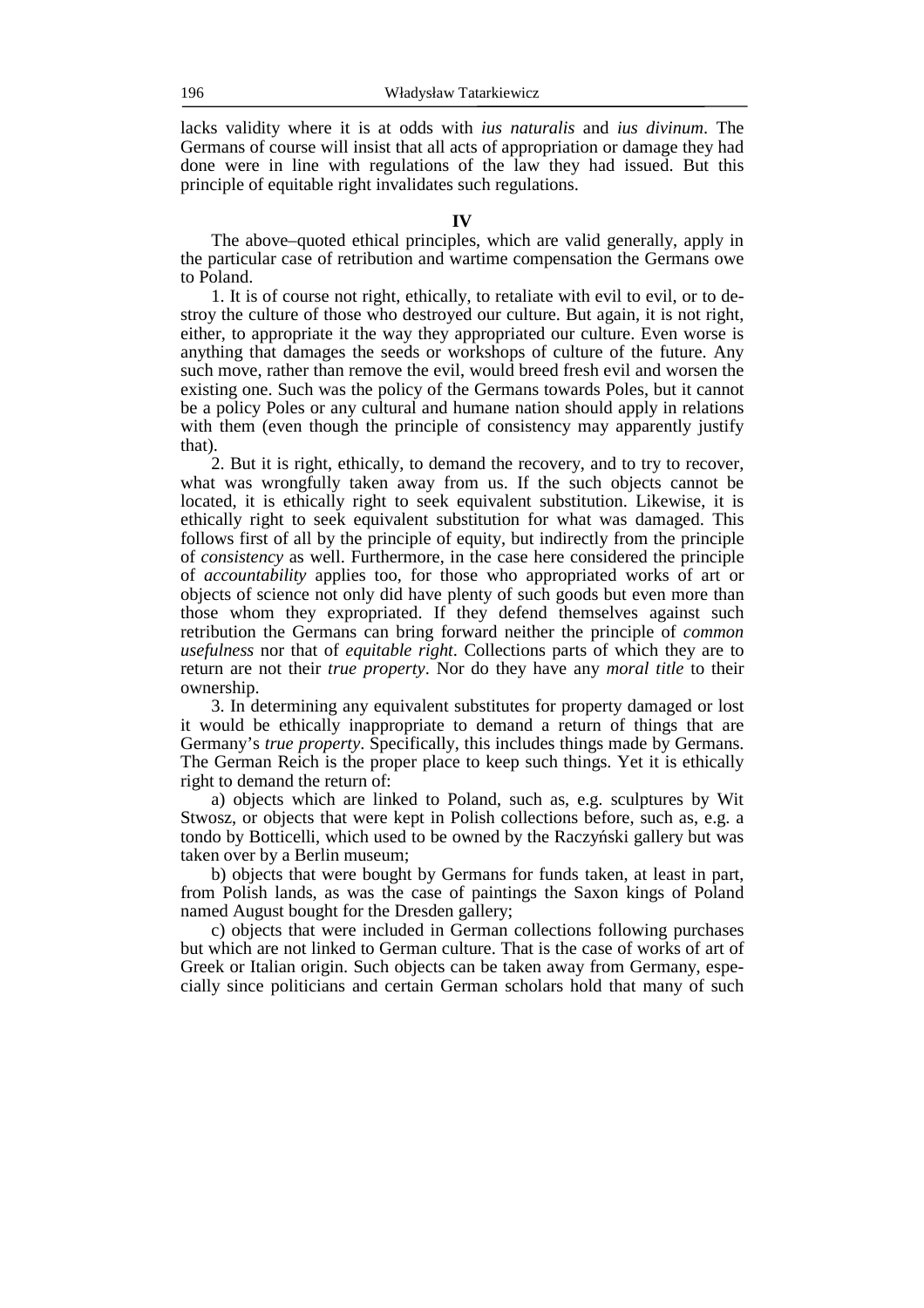lacks validity where it is at odds with *ius naturalis* and *ius divinum*. The Germans of course will insist that all acts of appropriation or damage they had done were in line with regulations of the law they had issued. But this principle of equitable right invalidates such regulations.

## IV

The above–quoted ethical principles, which are valid generally, apply in the particular case of retribution and wartime compensation the Germans owe to Poland.

1. It is of course not right, ethically, to retaliate with evil to evil, or to destroy the culture of those who destroyed our culture. But again, it is not right, either, to appropriate it the way they appropriated our culture. Even worse is anything that damages the seeds or workshops of culture of the future. Any such move, rather than remove the evil, would breed fresh evil and worsen the existing one. Such was the policy of the Germans towards Poles, but it cannot be a policy Poles or any cultural and humane nation should apply in relations with them (even though the principle of consistency may apparently justify that).

2. But it is right, ethically, to demand the recovery, and to try to recover, what was wrongfully taken away from us. If the such objects cannot be located, it is ethically right to seek equivalent substitution. Likewise, it is ethically right to seek equivalent substitution for what was damaged. This follows first of all by the principle of equity, but indirectly from the principle of *consistency* as well. Furthermore, in the case here considered the principle of *accountability* applies too, for those who appropriated works of art or objects of science not only did have plenty of such goods but even more than those whom they expropriated. If they defend themselves against such retribution the Germans can bring forward neither the principle of *common usefulness* nor that of *equitable right*. Collections parts of which they are to return are not their *true property*. Nor do they have any *moral title* to their ownership.

3. In determining any equivalent substitutes for property damaged or lost it would be ethically inappropriate to demand a return of things that are Germany's *true property*. Specifically, this includes things made by Germans. The German Reich is the proper place to keep such things. Yet it is ethically right to demand the return of:

a) objects which are linked to Poland, such as, e.g. sculptures by Wit Stwosz, or objects that were kept in Polish collections before, such as, e.g. a tondo by Botticelli, which used to be owned by the Raczyński gallery but was taken over by a Berlin museum;

b) objects that were bought by Germans for funds taken, at least in part, from Polish lands, as was the case of paintings the Saxon kings of Poland named August bought for the Dresden gallery;

c) objects that were included in German collections following purchases but which are not linked to German culture. That is the case of works of art of Greek or Italian origin. Such objects can be taken away from Germany, especially since politicians and certain German scholars hold that many of such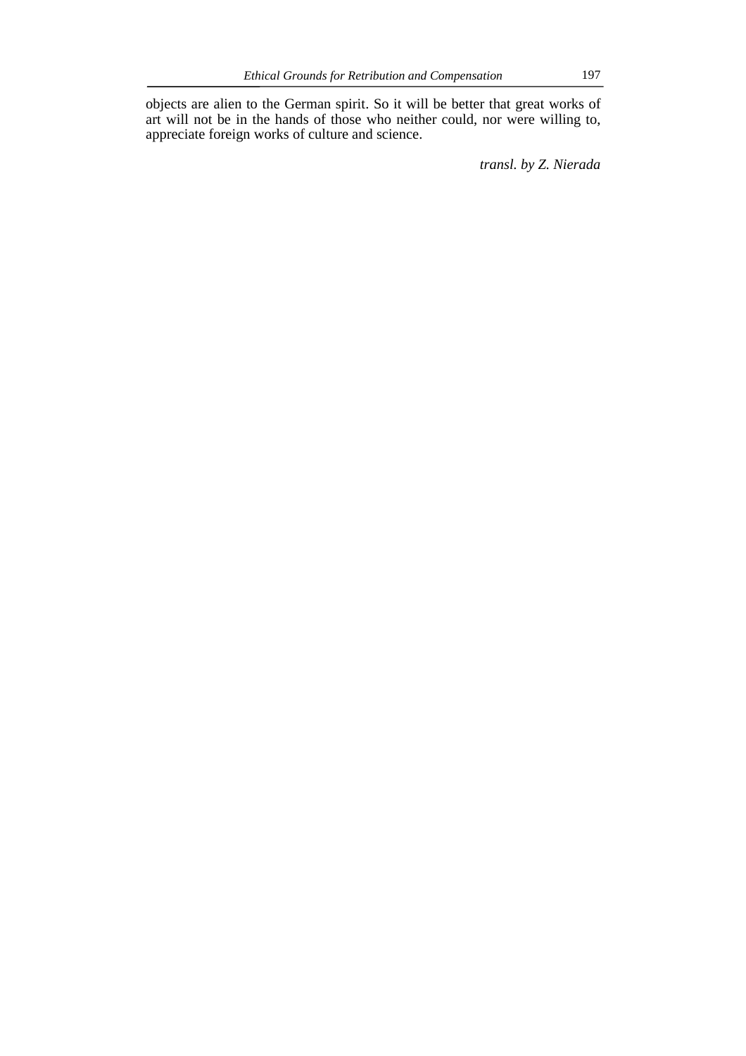objects are alien to the German spirit. So it will be better that great works of art will not be in the hands of those who neither could, nor were willing to, appreciate foreign works of culture and science.

*transl. by Z. Nierada*